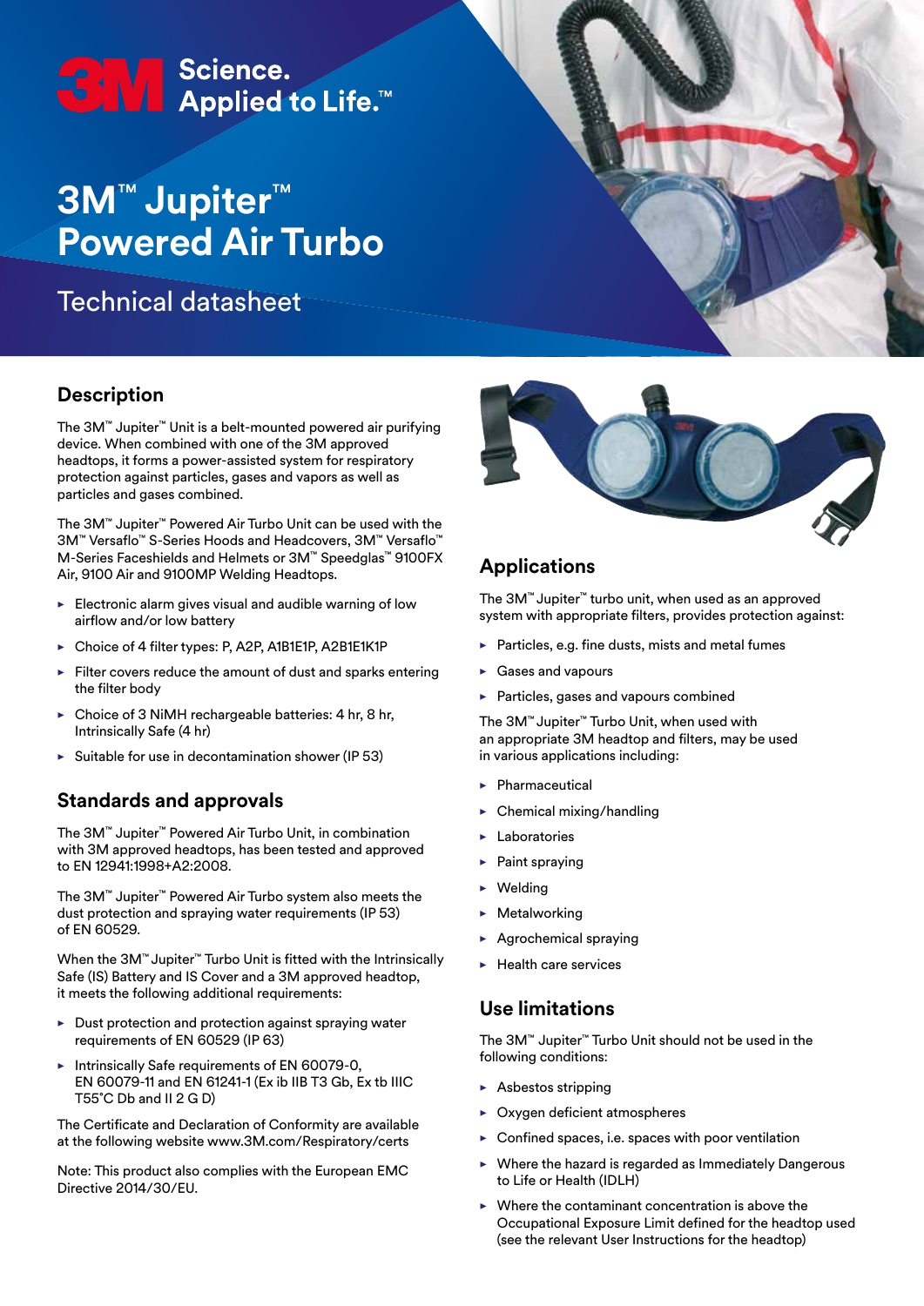3M Science. Applied to Life.™

# 3M™ Jupiter™ Powered Air Turbo

## Technical datasheet

## Description

The 3M™ Jupiter™ Unit is a belt-mounted powered air purifying device. When combined with one of the 3M approved headtops, it forms a power-assisted system for respiratory protection against particles, gases and vapors as well as particles and gases combined.

The 3M™ Jupiter™ Powered Air Turbo Unit can be used with the 3M™ Versaflo™ S-Series Hoods and Headcovers, 3M™ Versaflo™ M-Series Faceshields and Helmets or 3M™ Speedglas™ 9100FX Air, 9100 Air and 9100MP Welding Headtops.

- Electronic alarm gives visual and audible warning of low airflow and/or low battery
- Choice of 4 filter types: P, A2P, A1B1E1P, A2B1E1K1P
- Filter covers reduce the amount of dust and sparks entering the filter body
- Choice of 3 NiMH rechargeable batteries: 4 hr, 8 hr, Intrinsically Safe (4 hr)
- Suitable for use in decontamination shower (IP 53)

## Standards and approvals

The 3M™ Jupiter™ Powered Air Turbo Unit, in combination with 3M approved headtops, has been tested and approved to EN 12941:1998+A2:2008.

The 3M™ Jupiter™ Powered Air Turbo system also meets the dust protection and spraying water requirements (IP 53) of EN 60529.

When the 3M™ Jupiter™ Turbo Unit is fitted with the Intrinsically Safe (IS) Battery and IS Cover and a 3M approved headtop, it meets the following additional requirements:

- Dust protection and protection against spraying water requirements of EN 60529 (IP 63)
- Intrinsically Safe requirements of EN 60079-0, EN 60079-11 and EN 61241-1 (Ex ib IIB T3 Gb, Ex tb IIIC T55°C Db and II 2 G D)

The Certificate and Declaration of Conformity are available at the following website www.3M.com/Respiratory/certs

Note: This product also complies with the European EMC Directive 2014/30/EU.

## Applications

The 3M™ Jupiter™ turbo unit, when used as an approved system with appropriate filters, provides protection against:

- Particles, e.g. fine dusts, mists and metal fumes
- Gases and vapours
- Particles, gases and vapours combined

The 3M™ Jupiter™ Turbo Unit, when used with an appropriate 3M headtop and filters, may be used in various applications including:

- Pharmaceutical
- Chemical mixing/handling
- Laboratories
- Paint spraying
- Welding
- Metalworking
- Agrochemical spraying
- Health care services

## Use limitations

The 3M™ Jupiter™ Turbo Unit should not be used in the following conditions:

- Asbestos stripping
- Oxygen deficient atmospheres
- Confined spaces, i.e. spaces with poor ventilation
- Where the hazard is regarded as Immediately Dangerous to Life or Health (IDLH)
- Where the contaminant concentration is above the Occupational Exposure Limit defined for the headtop used (see the relevant User Instructions for the headtop)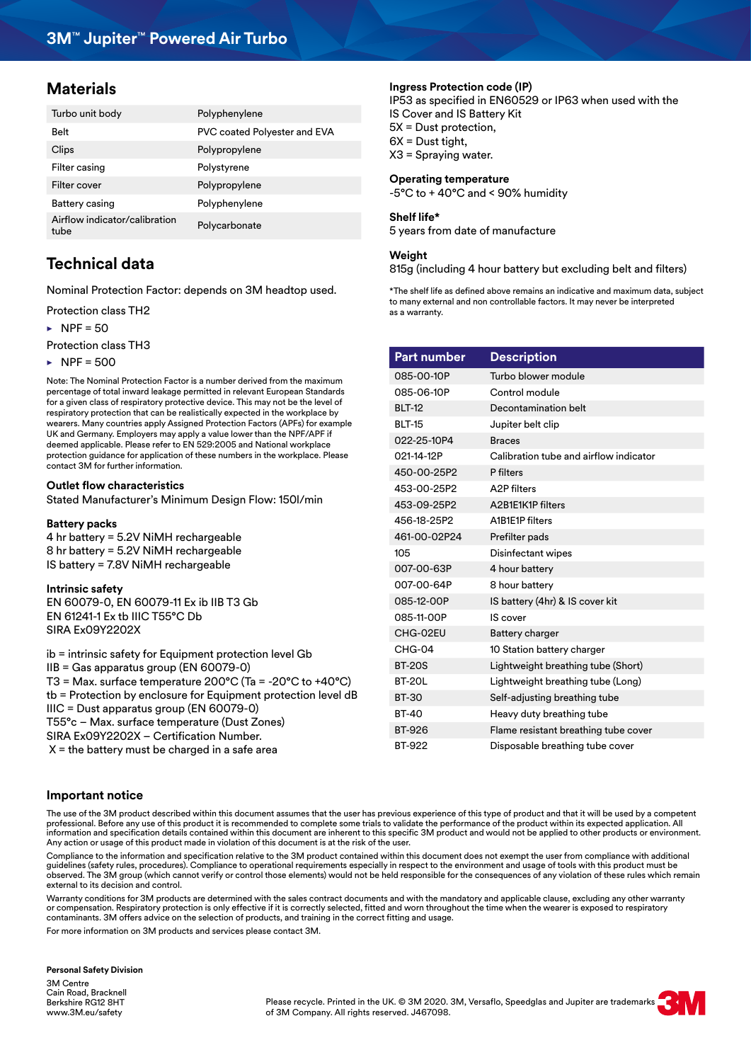# 3M™ Jupiter™ Powered Air Turbo

## Materials

| | |
|---|---|
| Turbo unit body | Polyphenylene |
| Belt | PVC coated Polyester and EVA |
| Clips | Polypropylene |
| Filter casing | Polystyrene |
| Filter cover | Polypropylene |
| Battery casing | Polyphenylene |
| Airflow indicator/calibration tube | Polycarbonate |

## Technical data

Nominal Protection Factor: depends on 3M headtop used.

Protection class TH2

- NPF = 50

Protection class TH3

- NPF = 500

Note: The Nominal Protection Factor is a number derived from the maximum percentage of total inward leakage permitted in relevant European Standards for a given class of respiratory protective device. This may not be the level of respiratory protection that can be realistically expected in the workplace by wearers. Many countries apply Assigned Protection Factors (APFs) for example UK and Germany. Employers may apply a value lower than the NPF/APF if deemed applicable. Please refer to EN 529:2005 and National workplace protection guidance for application of these numbers in the workplace. Please contact 3M for further information.

**Outlet flow characteristics**
Stated Manufacturer's Minimum Design Flow: 150l/min

**Battery packs**
4 hr battery = 5.2V NiMH rechargeable
8 hr battery = 5.2V NiMH rechargeable
IS battery = 7.8V NiMH rechargeable

**Intrinsic safety**
EN 60079-0, EN 60079-11 Ex ib IIB T3 Gb
EN 61241-1 Ex tb IIIC T55°C Db
SIRA Ex09Y2202X

ib = intrinsic safety for Equipment protection level Gb
IIB = Gas apparatus group (EN 60079-0)
T3 = Max. surface temperature 200°C (Ta = -20°C to +40°C)
tb = Protection by enclosure for Equipment protection level dB
IIIC = Dust apparatus group (EN 60079-0)
T55°c – Max. surface temperature (Dust Zones)
SIRA Ex09Y2202X – Certification Number.
X = the battery must be charged in a safe area

**Ingress Protection code (IP)**
IP53 as specified in EN60529 or IP63 when used with the IS Cover and IS Battery Kit
5X = Dust protection,
6X = Dust tight,
X3 = Spraying water.

**Operating temperature**
-5°C to + 40°C and < 90% humidity

**Shelf life***
5 years from date of manufacture

**Weight**
815g (including 4 hour battery but excluding belt and filters)

*The shelf life as defined above remains an indicative and maximum data, subject to many external and non controllable factors. It may never be interpreted as a warranty.

| Part number | Description |
|---|---|
| 085-00-10P | Turbo blower module |
| 085-06-10P | Control module |
| BLT-12 | Decontamination belt |
| BLT-15 | Jupiter belt clip |
| 022-25-10P4 | Braces |
| 021-14-12P | Calibration tube and airflow indicator |
| 450-00-25P2 | P filters |
| 453-00-25P2 | A2P filters |
| 453-09-25P2 | A2B1E1K1P filters |
| 456-18-25P2 | A1B1E1P filters |
| 461-00-02P24 | Prefilter pads |
| 105 | Disinfectant wipes |
| 007-00-63P | 4 hour battery |
| 007-00-64P | 8 hour battery |
| 085-12-00P | IS battery (4hr) & IS cover kit |
| 085-11-00P | IS cover |
| CHG-02EU | Battery charger |
| CHG-04 | 10 Station battery charger |
| BT-20S | Lightweight breathing tube (Short) |
| BT-20L | Lightweight breathing tube (Long) |
| BT-30 | Self-adjusting breathing tube |
| BT-40 | Heavy duty breathing tube |
| BT-926 | Flame resistant breathing tube cover |
| BT-922 | Disposable breathing tube cover |

## Important notice

The use of the 3M product described within this document assumes that the user has previous experience of this type of product and that it will be used by a competent professional. Before any use of this product it is recommended to complete some trials to validate the performance of the product within its expected application. All information and specification details contained within this document are inherent to this specific 3M product and would not be applied to other products or environment. Any action or usage of this product made in violation of this document is at the risk of the user.

Compliance to the information and specification relative to the 3M product contained within this document does not exempt the user from compliance with additional guidelines (safety rules, procedures). Compliance to operational requirements especially in respect to the environment and usage of tools with this product must be observed. The 3M group (which cannot verify or control those elements) would not be held responsible for the consequences of any violation of these rules which remain external to its decision and control.

Warranty conditions for 3M products are determined with the sales contract documents and with the mandatory and applicable clause, excluding any other warranty or compensation. Respiratory protection is only effective if it is correctly selected, fitted and worn throughout the time when the wearer is exposed to respiratory contaminants. 3M offers advice on the selection of products, and training in the correct fitting and usage.

For more information on 3M products and services please contact 3M.

**Personal Safety Division**

3M Centre
Cain Road, Bracknell
Berkshire RG12 8HT
www.3M.eu/safety

Please recycle. Printed in the UK. © 3M 2020. 3M, Versaflo, Speedglas and Jupiter are trademarks of 3M Company. All rights reserved. J467098.